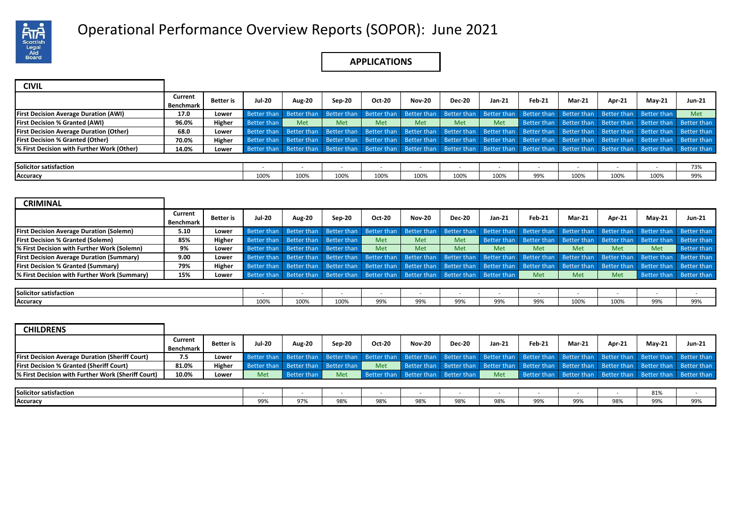# Operational Performance Overview Reports (SOPOR): June 2021

## APPLICATIONS

### CIVIL

| | Current Benchmark | Better is | Jul-20 | Aug-20 | Sep-20 | Oct-20 | Nov-20 | Dec-20 | Jan-21 | Feb-21 | Mar-21 | Apr-21 | May-21 | Jun-21 |
|---|---|---|---|---|---|---|---|---|---|---|---|---|---|---|
| **First Decision Average Duration (AWI)** | 17.0 | Lower | Better than | Better than | Better than | Better than | Better than | Better than | Better than | Better than | Better than | Better than | Better than | Met |
| **First Decision % Granted (AWI)** | 96.0% | Higher | Better than | Met | Met | Met | Met | Met | Met | Better than | Better than | Better than | Better than | Better than |
| **First Decision Average Duration (Other)** | 68.0 | Lower | Better than | Better than | Better than | Better than | Better than | Better than | Better than | Better than | Better than | Better than | Better than | Better than |
| **First Decision % Granted (Other)** | 70.0% | Higher | Better than | Better than | Better than | Better than | Better than | Better than | Better than | Better than | Better than | Better than | Better than | Better than |
| **% First Decision with Further Work (Other)** | 14.0% | Lower | Better than | Better than | Better than | Better than | Better than | Better than | Better than | Better than | Better than | Better than | Better than | Better than |

| | Jul-20 | Aug-20 | Sep-20 | Oct-20 | Nov-20 | Dec-20 | Jan-21 | Feb-21 | Mar-21 | Apr-21 | May-21 | Jun-21 |
|---|---|---|---|---|---|---|---|---|---|---|---|---|
| **Solicitor satisfaction** | - | - | - | - | - | - | - | - | - | - | - | 73% |
| **Accuracy** | 100% | 100% | 100% | 100% | 100% | 100% | 100% | 99% | 100% | 100% | 100% | 99% |

### CRIMINAL

| | Current Benchmark | Better is | Jul-20 | Aug-20 | Sep-20 | Oct-20 | Nov-20 | Dec-20 | Jan-21 | Feb-21 | Mar-21 | Apr-21 | May-21 | Jun-21 |
|---|---|---|---|---|---|---|---|---|---|---|---|---|---|---|
| **First Decision Average Duration (Solemn)** | 5.10 | Lower | Better than | Better than | Better than | Better than | Better than | Better than | Better than | Better than | Better than | Better than | Better than | Better than |
| **First Decision % Granted (Solemn)** | 85% | Higher | Better than | Better than | Better than | Met | Met | Met | Better than | Better than | Better than | Better than | Better than | Better than |
| **% First Decision with Further Work (Solemn)** | 9% | Lower | Better than | Better than | Better than | Met | Met | Met | Met | Met | Met | Met | Met | Better than |
| **First Decision Average Duration (Summary)** | 9.00 | Lower | Better than | Better than | Better than | Better than | Better than | Better than | Better than | Better than | Better than | Better than | Better than | Better than |
| **First Decision % Granted (Summary)** | 79% | Higher | Better than | Better than | Better than | Better than | Better than | Better than | Better than | Better than | Better than | Better than | Better than | Better than |
| **% First Decision with Further Work (Summary)** | 15% | Lower | Better than | Better than | Better than | Better than | Better than | Better than | Better than | Met | Met | Met | Better than | Better than |

| | Jul-20 | Aug-20 | Sep-20 | Oct-20 | Nov-20 | Dec-20 | Jan-21 | Feb-21 | Mar-21 | Apr-21 | May-21 | Jun-21 |
|---|---|---|---|---|---|---|---|---|---|---|---|---|
| **Solicitor satisfaction** | - | - | - | - | - | - | - | - | - | - | - | - |
| **Accuracy** | 100% | 100% | 100% | 99% | 99% | 99% | 99% | 99% | 100% | 100% | 99% | 99% |

### CHILDRENS

| | Current Benchmark | Better is | Jul-20 | Aug-20 | Sep-20 | Oct-20 | Nov-20 | Dec-20 | Jan-21 | Feb-21 | Mar-21 | Apr-21 | May-21 | Jun-21 |
|---|---|---|---|---|---|---|---|---|---|---|---|---|---|---|
| **First Decision Average Duration (Sheriff Court)** | 7.5 | Lower | Better than | Better than | Better than | Better than | Better than | Better than | Better than | Better than | Better than | Better than | Better than | Better than |
| **First Decision % Granted (Sheriff Court)** | 81.0% | Higher | Better than | Better than | Better than | Met | Better than | Better than | Better than | Better than | Better than | Better than | Better than | Better than |
| **% First Decision with Further Work (Sheriff Court)** | 10.0% | Lower | Met | Better than | Met | Better than | Better than | Better than | Met | Better than | Better than | Better than | Better than | Better than |

| | Jul-20 | Aug-20 | Sep-20 | Oct-20 | Nov-20 | Dec-20 | Jan-21 | Feb-21 | Mar-21 | Apr-21 | May-21 | Jun-21 |
|---|---|---|---|---|---|---|---|---|---|---|---|---|
| **Solicitor satisfaction** | - | - | - | - | - | - | - | - | - | - | 81% | - |
| **Accuracy** | 99% | 97% | 98% | 98% | 98% | 98% | 98% | 99% | 99% | 98% | 99% | 99% |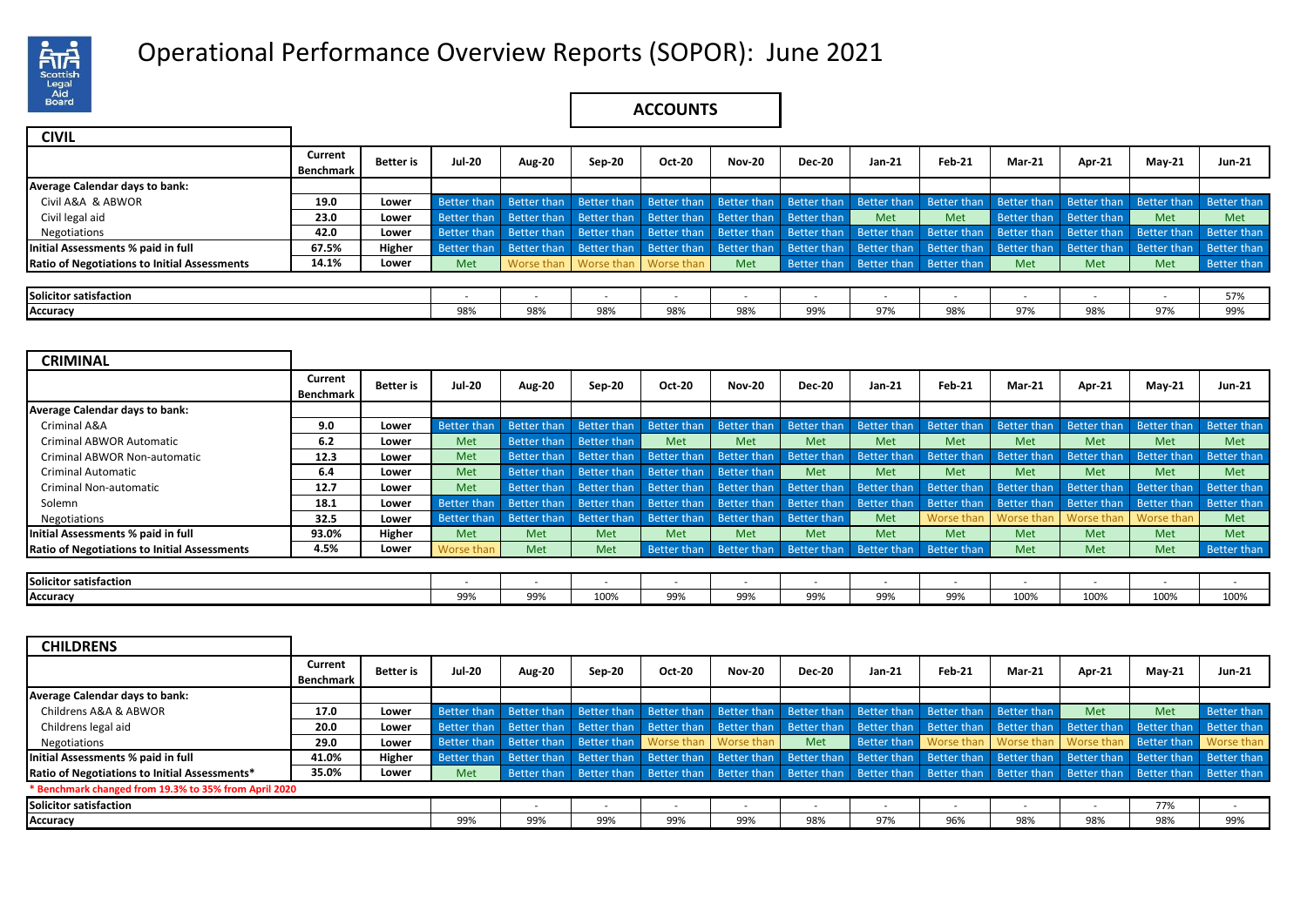# Operational Performance Overview Reports (SOPOR): June 2021

## ACCOUNTS

### CIVIL

| | Current Benchmark | Better is | Jul-20 | Aug-20 | Sep-20 | Oct-20 | Nov-20 | Dec-20 | Jan-21 | Feb-21 | Mar-21 | Apr-21 | May-21 | Jun-21 |
|---|---|---|---|---|---|---|---|---|---|---|---|---|---|---|
| **Average Calendar days to bank:** | | | | | | | | | | | | | | |
| Civil A&A & ABWOR | 19.0 | Lower | Better than | Better than | Better than | Better than | Better than | Better than | Better than | Better than | Better than | Better than | Better than | Better than |
| Civil legal aid | 23.0 | Lower | Better than | Better than | Better than | Better than | Better than | Better than | Met | Met | Better than | Better than | Met | Met |
| Negotiations | 42.0 | Lower | Better than | Better than | Better than | Better than | Better than | Better than | Better than | Better than | Better than | Better than | Better than | Better than |
| **Initial Assessments % paid in full** | 67.5% | Higher | Better than | Better than | Better than | Better than | Better than | Better than | Better than | Better than | Better than | Better than | Better than | Better than |
| **Ratio of Negotiations to Initial Assessments** | 14.1% | Lower | Met | Worse than | Worse than | Worse than | Met | Better than | Better than | Better than | Met | Met | Met | Better than |
| **Solicitor satisfaction** | | | - | - | - | - | - | - | - | - | - | - | - | 57% |
| **Accuracy** | | | 98% | 98% | 98% | 98% | 98% | 99% | 97% | 98% | 97% | 98% | 97% | 99% |

### CRIMINAL

| | Current Benchmark | Better is | Jul-20 | Aug-20 | Sep-20 | Oct-20 | Nov-20 | Dec-20 | Jan-21 | Feb-21 | Mar-21 | Apr-21 | May-21 | Jun-21 |
|---|---|---|---|---|---|---|---|---|---|---|---|---|---|---|
| **Average Calendar days to bank:** | | | | | | | | | | | | | | |
| Criminal A&A | 9.0 | Lower | Better than | Better than | Better than | Better than | Better than | Better than | Better than | Better than | Better than | Better than | Better than | Better than |
| Criminal ABWOR Automatic | 6.2 | Lower | Met | Better than | Better than | Met | Met | Met | Met | Met | Met | Met | Met | Met |
| Criminal ABWOR Non-automatic | 12.3 | Lower | Met | Better than | Better than | Better than | Better than | Better than | Better than | Better than | Better than | Better than | Better than | Better than |
| Criminal Automatic | 6.4 | Lower | Met | Better than | Better than | Better than | Better than | Met | Met | Met | Met | Met | Met | Met |
| Criminal Non-automatic | 12.7 | Lower | Met | Better than | Better than | Better than | Better than | Better than | Better than | Better than | Better than | Better than | Better than | Better than |
| Solemn | 18.1 | Lower | Better than | Better than | Better than | Better than | Better than | Better than | Better than | Better than | Better than | Better than | Better than | Better than |
| Negotiations | 32.5 | Lower | Better than | Better than | Better than | Better than | Better than | Better than | Met | Worse than | Worse than | Worse than | Worse than | Met |
| **Initial Assessments % paid in full** | 93.0% | Higher | Met | Met | Met | Met | Met | Met | Met | Met | Met | Met | Met | Met |
| **Ratio of Negotiations to Initial Assessments** | 4.5% | Lower | Worse than | Met | Met | Better than | Better than | Better than | Better than | Better than | Met | Met | Met | Better than |
| **Solicitor satisfaction** | | | - | - | - | - | - | - | - | - | - | - | - | - |
| **Accuracy** | | | 99% | 99% | 100% | 99% | 99% | 99% | 99% | 99% | 100% | 100% | 100% | 100% |

### CHILDRENS

| | Current Benchmark | Better is | Jul-20 | Aug-20 | Sep-20 | Oct-20 | Nov-20 | Dec-20 | Jan-21 | Feb-21 | Mar-21 | Apr-21 | May-21 | Jun-21 |
|---|---|---|---|---|---|---|---|---|---|---|---|---|---|---|
| **Average Calendar days to bank:** | | | | | | | | | | | | | | |
| Childrens A&A & ABWOR | 17.0 | Lower | Better than | Better than | Better than | Better than | Better than | Better than | Better than | Better than | Better than | Met | Met | Better than |
| Childrens legal aid | 20.0 | Lower | Better than | Better than | Better than | Better than | Better than | Better than | Better than | Better than | Better than | Better than | Better than | Better than |
| Negotiations | 29.0 | Lower | Better than | Better than | Better than | Worse than | Worse than | Met | Better than | Worse than | Worse than | Worse than | Better than | Worse than |
| **Initial Assessments % paid in full** | 41.0% | Higher | Better than | Better than | Better than | Better than | Better than | Better than | Better than | Better than | Better than | Better than | Better than | Better than |
| **Ratio of Negotiations to Initial Assessments*** | 35.0% | Lower | Met | Better than | Better than | Better than | Better than | Better than | Better than | Better than | Better than | Better than | Better than | Better than |
| **Solicitor satisfaction** | | | | - | - | - | - | - | - | - | - | - | 77% | - |
| **Accuracy** | | | 99% | 99% | 99% | 99% | 99% | 98% | 97% | 96% | 98% | 98% | 98% | 99% |

* Benchmark changed from 19.3% to 35% from April 2020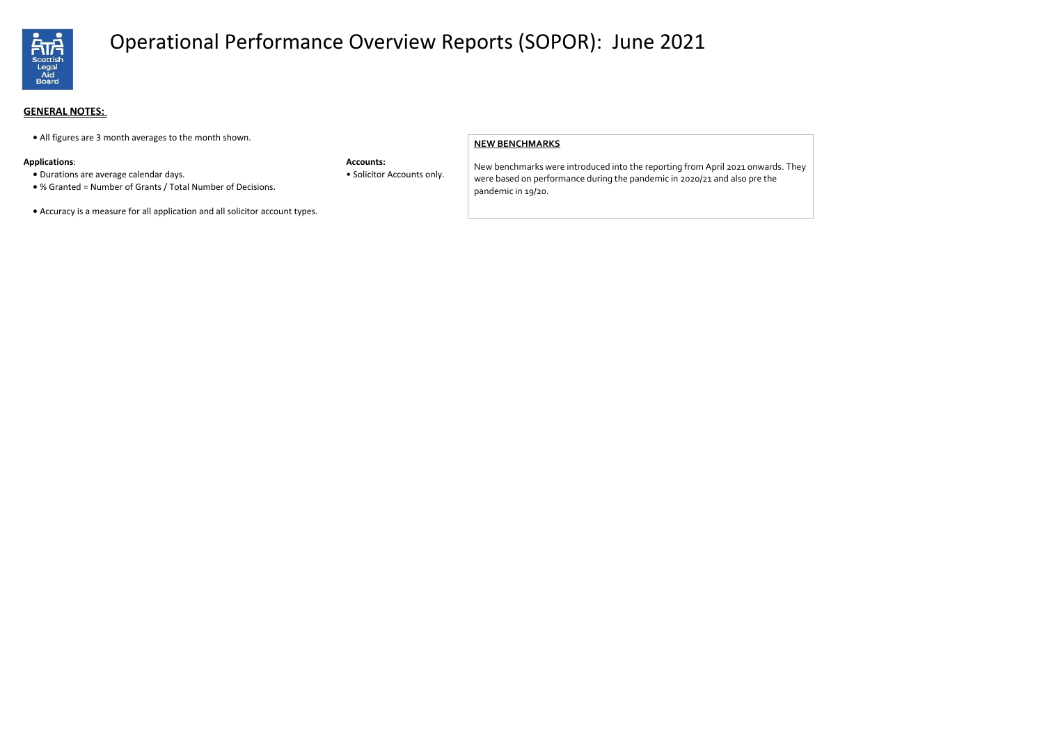# Operational Performance Overview Reports (SOPOR): June 2021

**GENERAL NOTES:**

- All figures are 3 month averages to the month shown.

**Applications**:

- Durations are average calendar days.
- % Granted = Number of Grants / Total Number of Decisions.

- Accuracy is a measure for all application and all solicitor account types.

**Accounts:**

- Solicitor Accounts only.

**NEW BENCHMARKS**

New benchmarks were introduced into the reporting from April 2021 onwards. They were based on performance during the pandemic in 2020/21 and also pre the pandemic in 19/20.